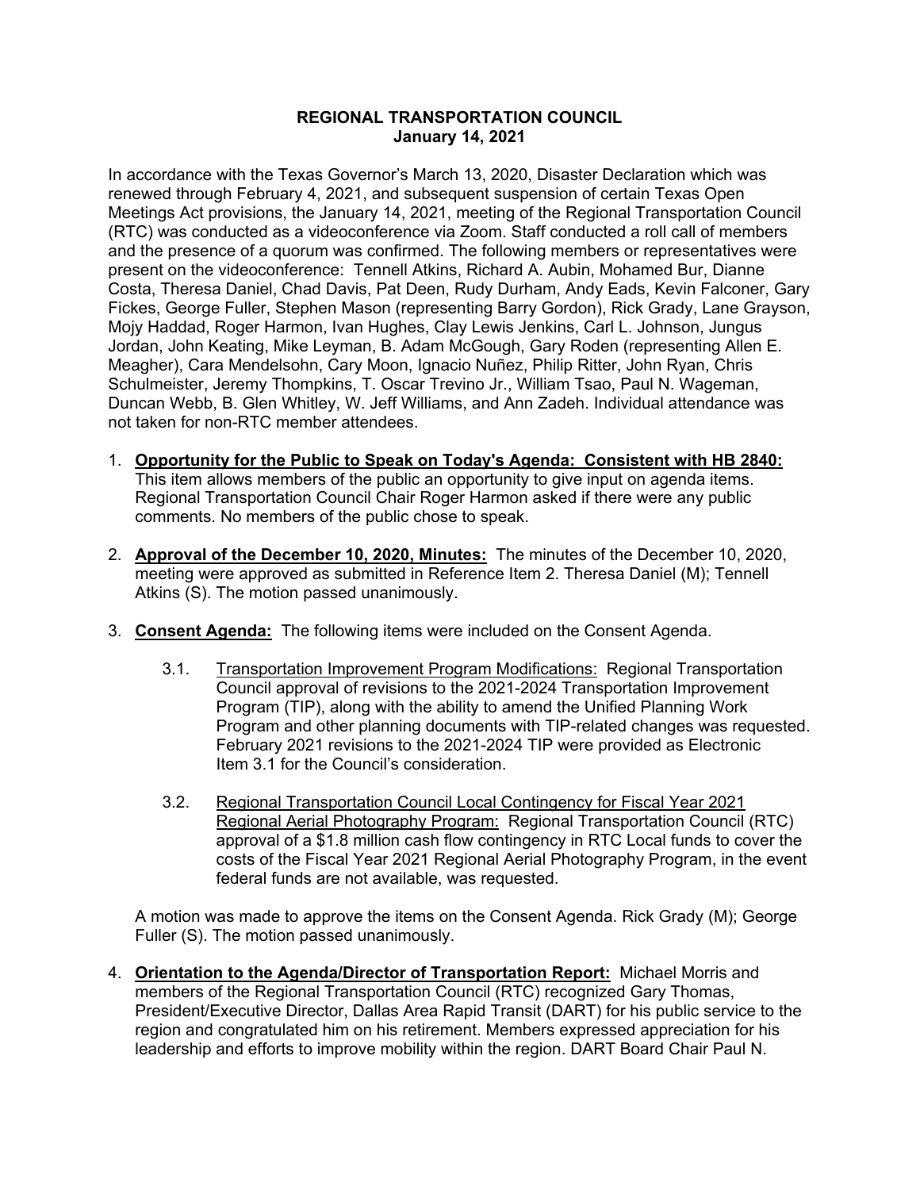**REGIONAL TRANSPORTATION COUNCIL**
**January 14, 2021**

In accordance with the Texas Governor's March 13, 2020, Disaster Declaration which was renewed through February 4, 2021, and subsequent suspension of certain Texas Open Meetings Act provisions, the January 14, 2021, meeting of the Regional Transportation Council (RTC) was conducted as a videoconference via Zoom. Staff conducted a roll call of members and the presence of a quorum was confirmed. The following members or representatives were present on the videoconference: Tennell Atkins, Richard A. Aubin, Mohamed Bur, Dianne Costa, Theresa Daniel, Chad Davis, Pat Deen, Rudy Durham, Andy Eads, Kevin Falconer, Gary Fickes, George Fuller, Stephen Mason (representing Barry Gordon), Rick Grady, Lane Grayson, Mojy Haddad, Roger Harmon, Ivan Hughes, Clay Lewis Jenkins, Carl L. Johnson, Jungus Jordan, John Keating, Mike Leyman, B. Adam McGough, Gary Roden (representing Allen E. Meagher), Cara Mendelsohn, Cary Moon, Ignacio Nuñez, Philip Ritter, John Ryan, Chris Schulmeister, Jeremy Thompkins, T. Oscar Trevino Jr., William Tsao, Paul N. Wageman, Duncan Webb, B. Glen Whitley, W. Jeff Williams, and Ann Zadeh. Individual attendance was not taken for non-RTC member attendees.

1. **Opportunity for the Public to Speak on Today's Agenda: Consistent with HB 2840:** This item allows members of the public an opportunity to give input on agenda items. Regional Transportation Council Chair Roger Harmon asked if there were any public comments. No members of the public chose to speak.

2. **Approval of the December 10, 2020, Minutes:** The minutes of the December 10, 2020, meeting were approved as submitted in Reference Item 2. Theresa Daniel (M); Tennell Atkins (S). The motion passed unanimously.

3. **Consent Agenda:** The following items were included on the Consent Agenda.

   3.1. Transportation Improvement Program Modifications: Regional Transportation Council approval of revisions to the 2021-2024 Transportation Improvement Program (TIP), along with the ability to amend the Unified Planning Work Program and other planning documents with TIP-related changes was requested. February 2021 revisions to the 2021-2024 TIP were provided as Electronic Item 3.1 for the Council's consideration.

   3.2. Regional Transportation Council Local Contingency for Fiscal Year 2021 Regional Aerial Photography Program: Regional Transportation Council (RTC) approval of a $1.8 million cash flow contingency in RTC Local funds to cover the costs of the Fiscal Year 2021 Regional Aerial Photography Program, in the event federal funds are not available, was requested.

   A motion was made to approve the items on the Consent Agenda. Rick Grady (M); George Fuller (S). The motion passed unanimously.

4. **Orientation to the Agenda/Director of Transportation Report:** Michael Morris and members of the Regional Transportation Council (RTC) recognized Gary Thomas, President/Executive Director, Dallas Area Rapid Transit (DART) for his public service to the region and congratulated him on his retirement. Members expressed appreciation for his leadership and efforts to improve mobility within the region. DART Board Chair Paul N.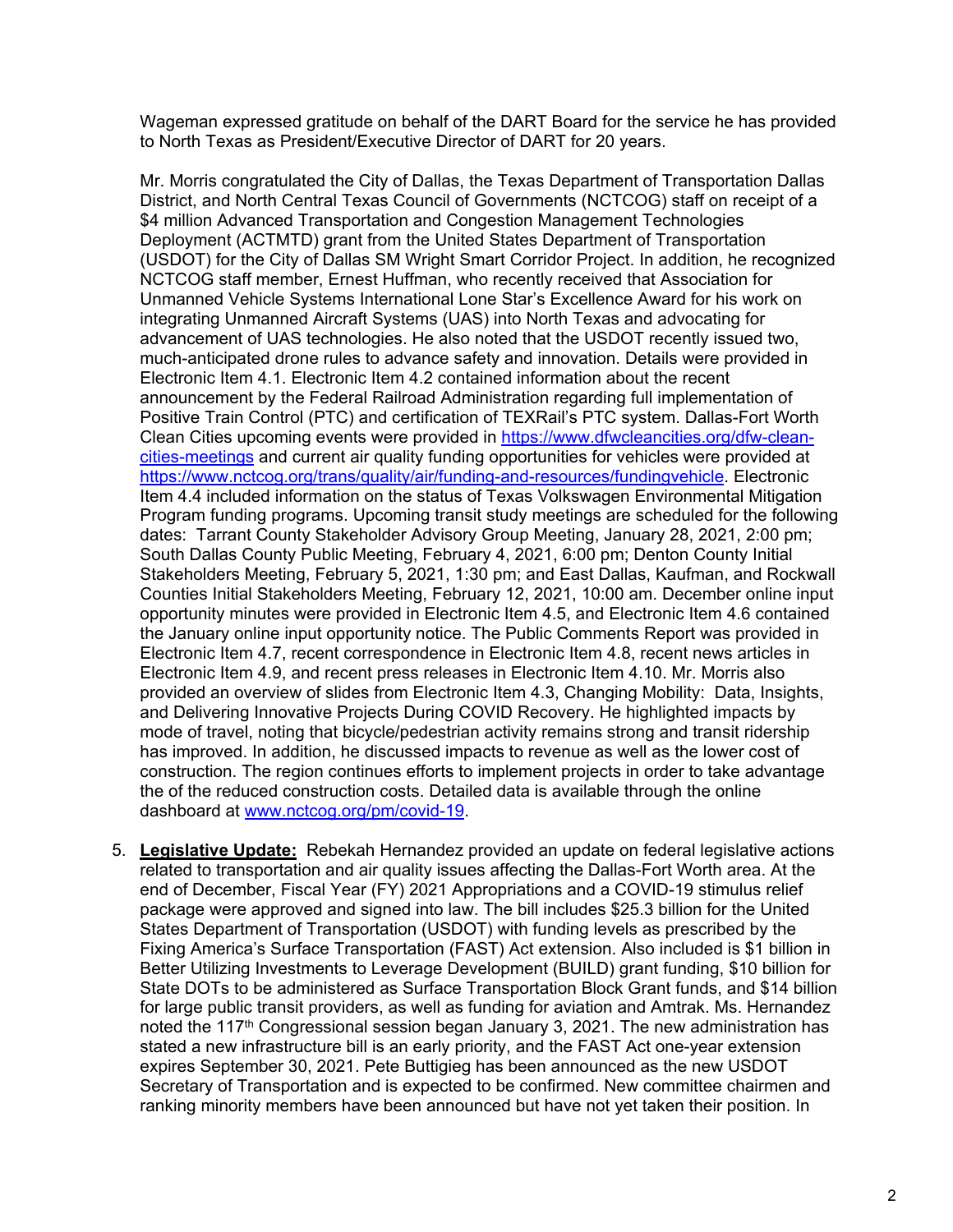Wageman expressed gratitude on behalf of the DART Board for the service he has provided to North Texas as President/Executive Director of DART for 20 years.

Mr. Morris congratulated the City of Dallas, the Texas Department of Transportation Dallas District, and North Central Texas Council of Governments (NCTCOG) staff on receipt of a $4 million Advanced Transportation and Congestion Management Technologies Deployment (ACTMTD) grant from the United States Department of Transportation (USDOT) for the City of Dallas SM Wright Smart Corridor Project. In addition, he recognized NCTCOG staff member, Ernest Huffman, who recently received that Association for Unmanned Vehicle Systems International Lone Star's Excellence Award for his work on integrating Unmanned Aircraft Systems (UAS) into North Texas and advocating for advancement of UAS technologies. He also noted that the USDOT recently issued two, much-anticipated drone rules to advance safety and innovation. Details were provided in Electronic Item 4.1. Electronic Item 4.2 contained information about the recent announcement by the Federal Railroad Administration regarding full implementation of Positive Train Control (PTC) and certification of TEXRail's PTC system. Dallas-Fort Worth Clean Cities upcoming events were provided in [https://www.dfwcleancities.org/dfw-clean-cities-meetings](https://www.dfwcleancities.org/dfw-clean-cities-meetings) and current air quality funding opportunities for vehicles were provided at [https://www.nctcog.org/trans/quality/air/funding-and-resources/fundingvehicle](https://www.nctcog.org/trans/quality/air/funding-and-resources/fundingvehicle). Electronic Item 4.4 included information on the status of Texas Volkswagen Environmental Mitigation Program funding programs. Upcoming transit study meetings are scheduled for the following dates: Tarrant County Stakeholder Advisory Group Meeting, January 28, 2021, 2:00 pm; South Dallas County Public Meeting, February 4, 2021, 6:00 pm; Denton County Initial Stakeholders Meeting, February 5, 2021, 1:30 pm; and East Dallas, Kaufman, and Rockwall Counties Initial Stakeholders Meeting, February 12, 2021, 10:00 am. December online input opportunity minutes were provided in Electronic Item 4.5, and Electronic Item 4.6 contained the January online input opportunity notice. The Public Comments Report was provided in Electronic Item 4.7, recent correspondence in Electronic Item 4.8, recent news articles in Electronic Item 4.9, and recent press releases in Electronic Item 4.10. Mr. Morris also provided an overview of slides from Electronic Item 4.3, Changing Mobility: Data, Insights, and Delivering Innovative Projects During COVID Recovery. He highlighted impacts by mode of travel, noting that bicycle/pedestrian activity remains strong and transit ridership has improved. In addition, he discussed impacts to revenue as well as the lower cost of construction. The region continues efforts to implement projects in order to take advantage the of the reduced construction costs. Detailed data is available through the online dashboard at [www.nctcog.org/pm/covid-19](www.nctcog.org/pm/covid-19).

5. **Legislative Update:** Rebekah Hernandez provided an update on federal legislative actions related to transportation and air quality issues affecting the Dallas-Fort Worth area. At the end of December, Fiscal Year (FY) 2021 Appropriations and a COVID-19 stimulus relief package were approved and signed into law. The bill includes $25.3 billion for the United States Department of Transportation (USDOT) with funding levels as prescribed by the Fixing America's Surface Transportation (FAST) Act extension. Also included is $1 billion in Better Utilizing Investments to Leverage Development (BUILD) grant funding, $10 billion for State DOTs to be administered as Surface Transportation Block Grant funds, and $14 billion for large public transit providers, as well as funding for aviation and Amtrak. Ms. Hernandez noted the 117th Congressional session began January 3, 2021. The new administration has stated a new infrastructure bill is an early priority, and the FAST Act one-year extension expires September 30, 2021. Pete Buttigieg has been announced as the new USDOT Secretary of Transportation and is expected to be confirmed. New committee chairmen and ranking minority members have been announced but have not yet taken their position. In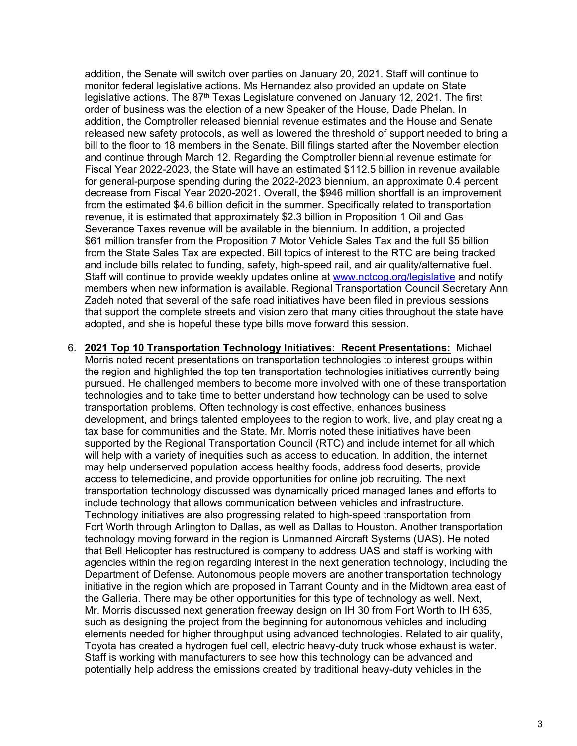addition, the Senate will switch over parties on January 20, 2021. Staff will continue to monitor federal legislative actions. Ms Hernandez also provided an update on State legislative actions. The 87th Texas Legislature convened on January 12, 2021. The first order of business was the election of a new Speaker of the House, Dade Phelan. In addition, the Comptroller released biennial revenue estimates and the House and Senate released new safety protocols, as well as lowered the threshold of support needed to bring a bill to the floor to 18 members in the Senate. Bill filings started after the November election and continue through March 12. Regarding the Comptroller biennial revenue estimate for Fiscal Year 2022-2023, the State will have an estimated $112.5 billion in revenue available for general-purpose spending during the 2022-2023 biennium, an approximate 0.4 percent decrease from Fiscal Year 2020-2021. Overall, the $946 million shortfall is an improvement from the estimated $4.6 billion deficit in the summer. Specifically related to transportation revenue, it is estimated that approximately $2.3 billion in Proposition 1 Oil and Gas Severance Taxes revenue will be available in the biennium. In addition, a projected $61 million transfer from the Proposition 7 Motor Vehicle Sales Tax and the full $5 billion from the State Sales Tax are expected. Bill topics of interest to the RTC are being tracked and include bills related to funding, safety, high-speed rail, and air quality/alternative fuel. Staff will continue to provide weekly updates online at [www.nctcog.org/legislative](www.nctcog.org/legislative) and notify members when new information is available. Regional Transportation Council Secretary Ann Zadeh noted that several of the safe road initiatives have been filed in previous sessions that support the complete streets and vision zero that many cities throughout the state have adopted, and she is hopeful these type bills move forward this session.

6. **2021 Top 10 Transportation Technology Initiatives: Recent Presentations:** Michael Morris noted recent presentations on transportation technologies to interest groups within the region and highlighted the top ten transportation technologies initiatives currently being pursued. He challenged members to become more involved with one of these transportation technologies and to take time to better understand how technology can be used to solve transportation problems. Often technology is cost effective, enhances business development, and brings talented employees to the region to work, live, and play creating a tax base for communities and the State. Mr. Morris noted these initiatives have been supported by the Regional Transportation Council (RTC) and include internet for all which will help with a variety of inequities such as access to education. In addition, the internet may help underserved population access healthy foods, address food deserts, provide access to telemedicine, and provide opportunities for online job recruiting. The next transportation technology discussed was dynamically priced managed lanes and efforts to include technology that allows communication between vehicles and infrastructure. Technology initiatives are also progressing related to high-speed transportation from Fort Worth through Arlington to Dallas, as well as Dallas to Houston. Another transportation technology moving forward in the region is Unmanned Aircraft Systems (UAS). He noted that Bell Helicopter has restructured is company to address UAS and staff is working with agencies within the region regarding interest in the next generation technology, including the Department of Defense. Autonomous people movers are another transportation technology initiative in the region which are proposed in Tarrant County and in the Midtown area east of the Galleria. There may be other opportunities for this type of technology as well. Next, Mr. Morris discussed next generation freeway design on IH 30 from Fort Worth to IH 635, such as designing the project from the beginning for autonomous vehicles and including elements needed for higher throughput using advanced technologies. Related to air quality, Toyota has created a hydrogen fuel cell, electric heavy-duty truck whose exhaust is water. Staff is working with manufacturers to see how this technology can be advanced and potentially help address the emissions created by traditional heavy-duty vehicles in the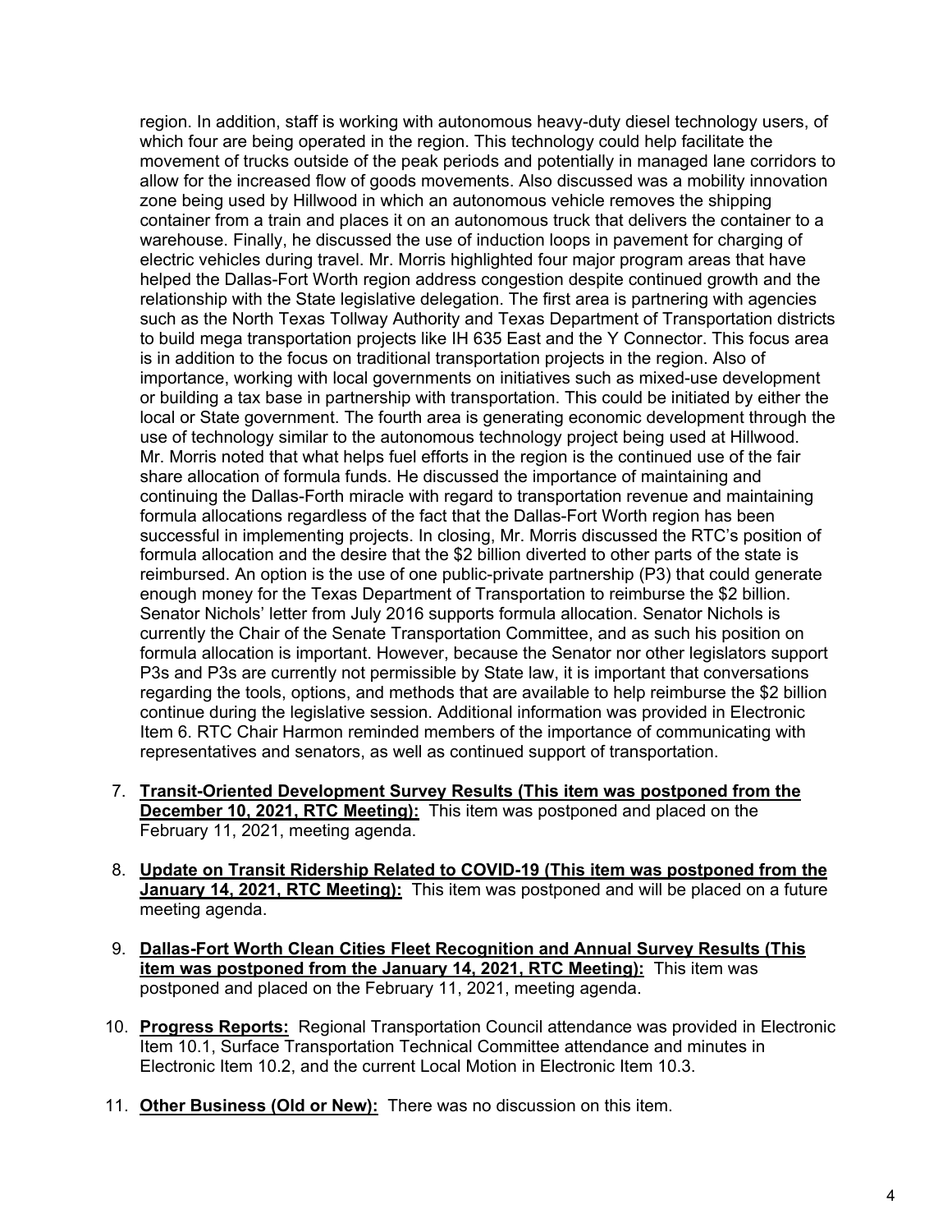region. In addition, staff is working with autonomous heavy-duty diesel technology users, of which four are being operated in the region. This technology could help facilitate the movement of trucks outside of the peak periods and potentially in managed lane corridors to allow for the increased flow of goods movements. Also discussed was a mobility innovation zone being used by Hillwood in which an autonomous vehicle removes the shipping container from a train and places it on an autonomous truck that delivers the container to a warehouse. Finally, he discussed the use of induction loops in pavement for charging of electric vehicles during travel. Mr. Morris highlighted four major program areas that have helped the Dallas-Fort Worth region address congestion despite continued growth and the relationship with the State legislative delegation. The first area is partnering with agencies such as the North Texas Tollway Authority and Texas Department of Transportation districts to build mega transportation projects like IH 635 East and the Y Connector. This focus area is in addition to the focus on traditional transportation projects in the region. Also of importance, working with local governments on initiatives such as mixed-use development or building a tax base in partnership with transportation. This could be initiated by either the local or State government. The fourth area is generating economic development through the use of technology similar to the autonomous technology project being used at Hillwood. Mr. Morris noted that what helps fuel efforts in the region is the continued use of the fair share allocation of formula funds. He discussed the importance of maintaining and continuing the Dallas-Forth miracle with regard to transportation revenue and maintaining formula allocations regardless of the fact that the Dallas-Fort Worth region has been successful in implementing projects. In closing, Mr. Morris discussed the RTC's position of formula allocation and the desire that the $2 billion diverted to other parts of the state is reimbursed. An option is the use of one public-private partnership (P3) that could generate enough money for the Texas Department of Transportation to reimburse the $2 billion. Senator Nichols' letter from July 2016 supports formula allocation. Senator Nichols is currently the Chair of the Senate Transportation Committee, and as such his position on formula allocation is important. However, because the Senator nor other legislators support P3s and P3s are currently not permissible by State law, it is important that conversations regarding the tools, options, and methods that are available to help reimburse the $2 billion continue during the legislative session. Additional information was provided in Electronic Item 6. RTC Chair Harmon reminded members of the importance of communicating with representatives and senators, as well as continued support of transportation.

7. **Transit-Oriented Development Survey Results (This item was postponed from the December 10, 2021, RTC Meeting):** This item was postponed and placed on the February 11, 2021, meeting agenda.

8. **Update on Transit Ridership Related to COVID-19 (This item was postponed from the January 14, 2021, RTC Meeting):** This item was postponed and will be placed on a future meeting agenda.

9. **Dallas-Fort Worth Clean Cities Fleet Recognition and Annual Survey Results (This item was postponed from the January 14, 2021, RTC Meeting):** This item was postponed and placed on the February 11, 2021, meeting agenda.

10. **Progress Reports:** Regional Transportation Council attendance was provided in Electronic Item 10.1, Surface Transportation Technical Committee attendance and minutes in Electronic Item 10.2, and the current Local Motion in Electronic Item 10.3.

11. **Other Business (Old or New):** There was no discussion on this item.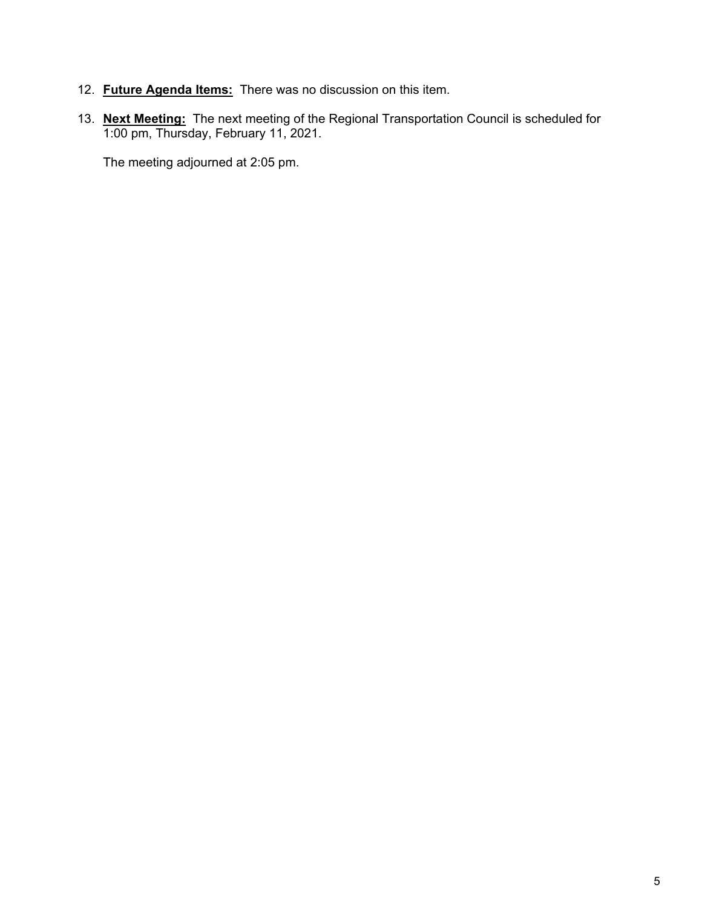12. **Future Agenda Items:** There was no discussion on this item.

13. **Next Meeting:** The next meeting of the Regional Transportation Council is scheduled for 1:00 pm, Thursday, February 11, 2021.

    The meeting adjourned at 2:05 pm.